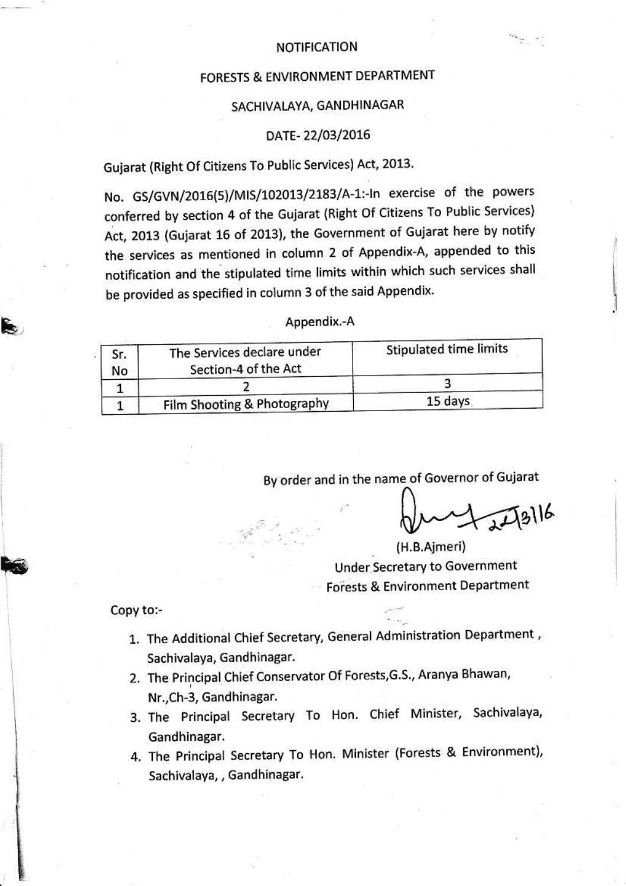# NOTIFICATION

## FORESTS & ENVIRONMENT DEPARTMENT

## SACHIVALAYA, GANDHINAGAR

DATE- 22/03/2016

Gujarat (Right Of Citizens To Public Services) Act, 2013.

No. GS/GVN/2016(5)/MIS/102013/2183/A-1:-In exercise of the powers conferred by section 4 of the Gujarat (Right Of Citizens To Public Services) Act, 2013 (Gujarat 16 of 2013), the Government of Gujarat here by notify the services as mentioned in column 2 of Appendix-A, appended to this notification and the stipulated time limits within which such services shall be provided as specified in column 3 of the said Appendix.

Appendix.-A

| Sr. No | The Services declare under Section-4 of the Act | Stipulated time limits |
|---|---|---|
| 1 | 2 | 3 |
| 1 | Film Shooting & Photography | 15 days |

By order and in the name of Governor of Gujarat

22/3/16

(H.B.Ajmeri)
Under Secretary to Government
Forests & Environment Department

Copy to:-

1. The Additional Chief Secretary, General Administration Department, Sachivalaya, Gandhinagar.
2. The Principal Chief Conservator Of Forests,G.S., Aranya Bhawan, Nr.,Ch-3, Gandhinagar.
3. The Principal Secretary To Hon. Chief Minister, Sachivalaya, Gandhinagar.
4. The Principal Secretary To Hon. Minister (Forests & Environment), Sachivalaya,, Gandhinagar.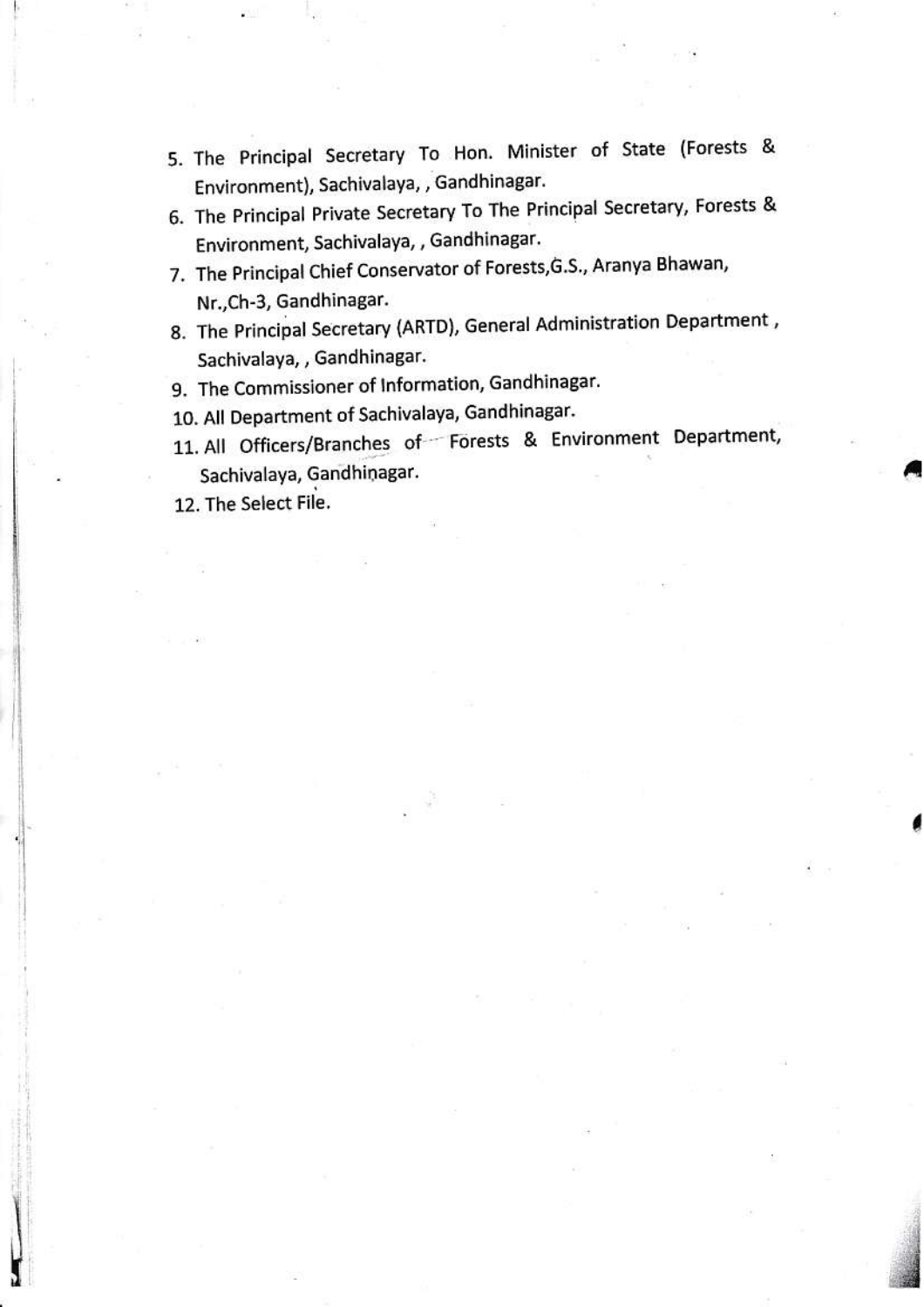5. The Principal Secretary To Hon. Minister of State (Forests & Environment), Sachivalaya, , Gandhinagar.
6. The Principal Private Secretary To The Principal Secretary, Forests & Environment, Sachivalaya, , Gandhinagar.
7. The Principal Chief Conservator of Forests,G.S., Aranya Bhawan, Nr.,Ch-3, Gandhinagar.
8. The Principal Secretary (ARTD), General Administration Department , Sachivalaya, , Gandhinagar.
9. The Commissioner of Information, Gandhinagar.
10. All Department of Sachivalaya, Gandhinagar.
11. All Officers/Branches of Forests & Environment Department, Sachivalaya, Gandhinagar.
12. The Select File.